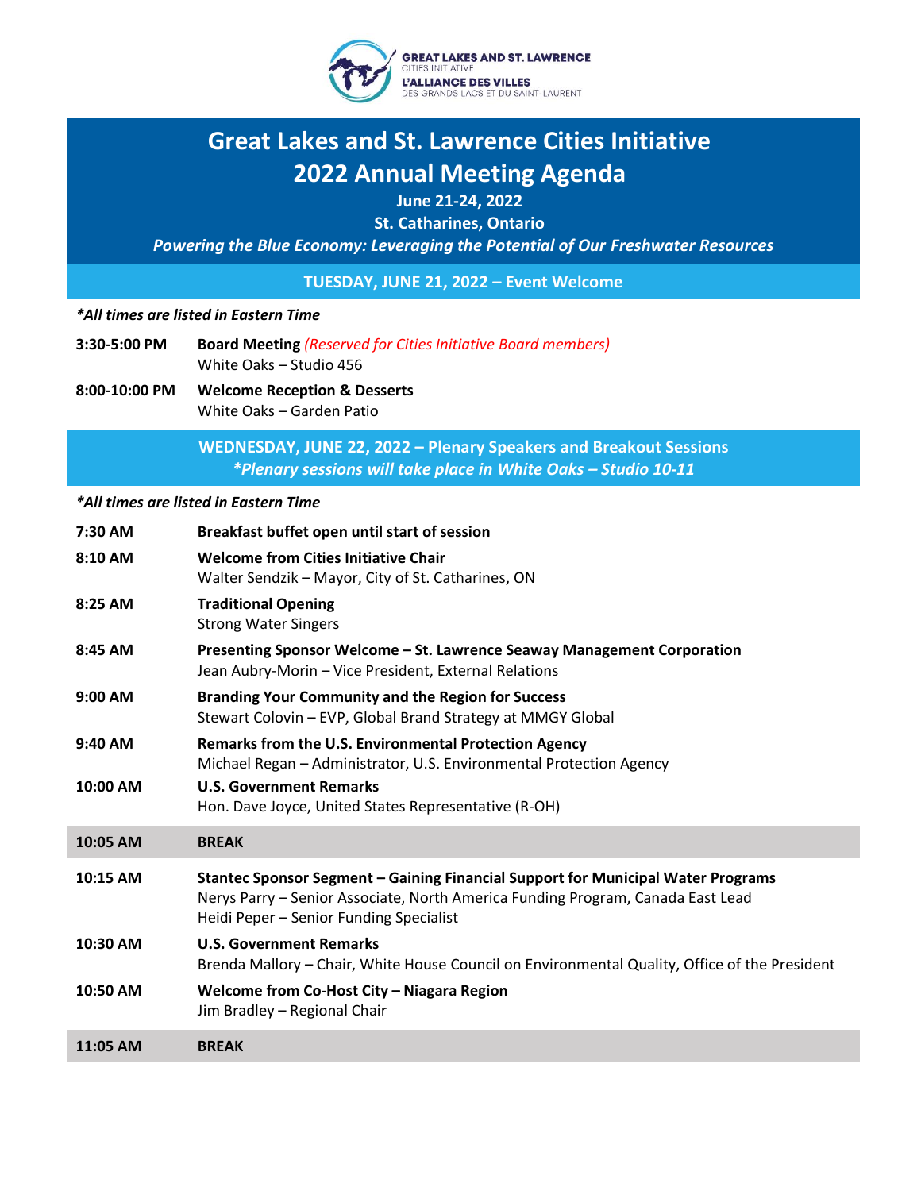GREAT LAKES AND ST. LAWRENCE
CITIES INITIATIVE
L'ALLIANCE DES VILLES
DES GRANDS LACS ET DU SAINT-LAURENT

# Great Lakes and St. Lawrence Cities Initiative
# 2022 Annual Meeting Agenda

**June 21-24, 2022**

**St. Catharines, Ontario**

***Powering the Blue Economy: Leveraging the Potential of Our Freshwater Resources***

## TUESDAY, JUNE 21, 2022 – Event Welcome

***All times are listed in Eastern Time**

**3:30-5:00 PM** — **Board Meeting** *(Reserved for Cities Initiative Board members)*
White Oaks – Studio 456

**8:00-10:00 PM** — **Welcome Reception & Desserts**
White Oaks – Garden Patio

## WEDNESDAY, JUNE 22, 2022 – Plenary Speakers and Breakout Sessions
***Plenary sessions will take place in White Oaks – Studio 10-11**

***All times are listed in Eastern Time**

**7:30 AM** — **Breakfast buffet open until start of session**

**8:10 AM** — **Welcome from Cities Initiative Chair**
Walter Sendzik – Mayor, City of St. Catharines, ON

**8:25 AM** — **Traditional Opening**
Strong Water Singers

**8:45 AM** — **Presenting Sponsor Welcome – St. Lawrence Seaway Management Corporation**
Jean Aubry-Morin – Vice President, External Relations

**9:00 AM** — **Branding Your Community and the Region for Success**
Stewart Colovin – EVP, Global Brand Strategy at MMGY Global

**9:40 AM** — **Remarks from the U.S. Environmental Protection Agency**
Michael Regan – Administrator, U.S. Environmental Protection Agency

**10:00 AM** — **U.S. Government Remarks**
Hon. Dave Joyce, United States Representative (R-OH)

**10:05 AM** — **BREAK**

**10:15 AM** — **Stantec Sponsor Segment – Gaining Financial Support for Municipal Water Programs**
Nerys Parry – Senior Associate, North America Funding Program, Canada East Lead
Heidi Peper – Senior Funding Specialist

**10:30 AM** — **U.S. Government Remarks**
Brenda Mallory – Chair, White House Council on Environmental Quality, Office of the President

**10:50 AM** — **Welcome from Co-Host City – Niagara Region**
Jim Bradley – Regional Chair

**11:05 AM** — **BREAK**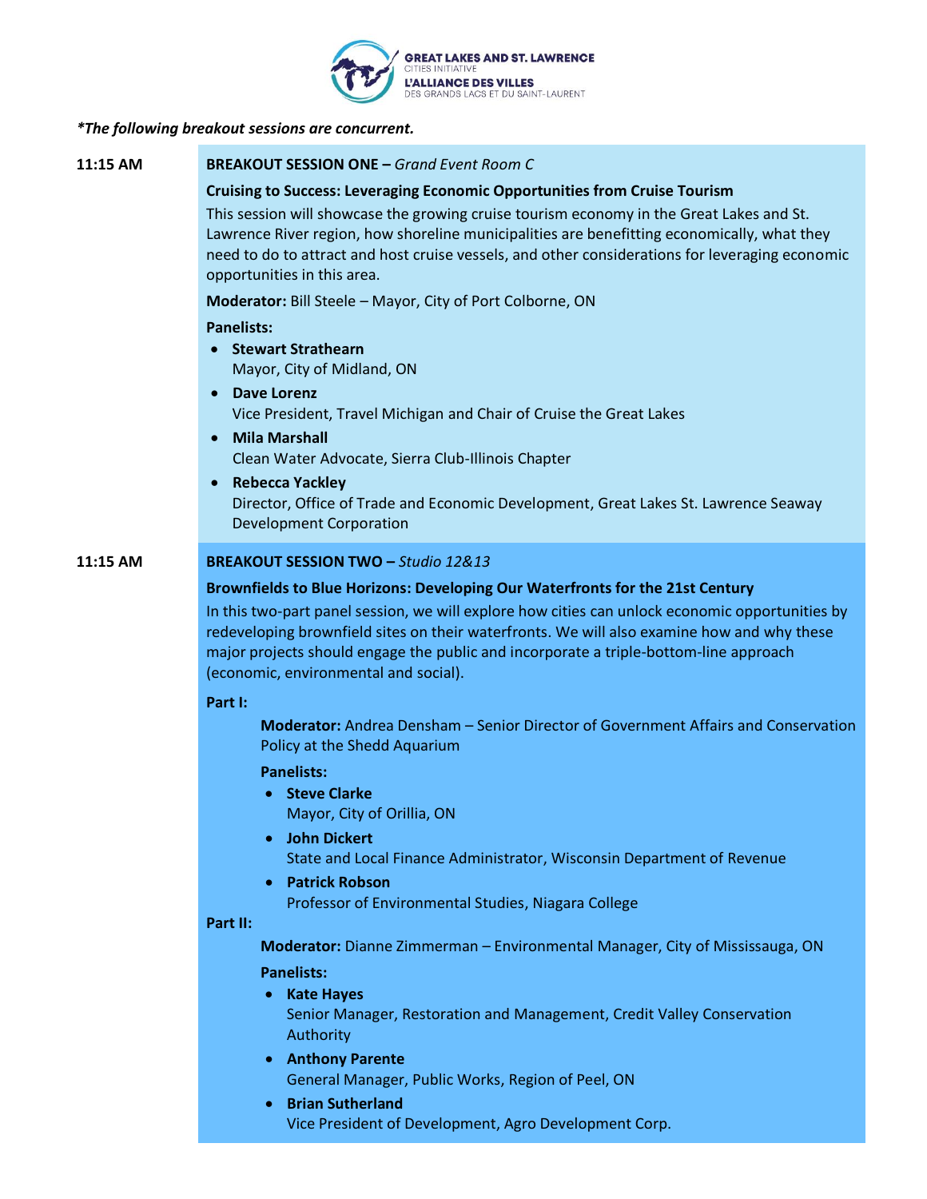*\*The following breakout sessions are concurrent.*

**11:15 AM**

**BREAKOUT SESSION ONE –** *Grand Event Room C*

**Cruising to Success: Leveraging Economic Opportunities from Cruise Tourism**

This session will showcase the growing cruise tourism economy in the Great Lakes and St. Lawrence River region, how shoreline municipalities are benefitting economically, what they need to do to attract and host cruise vessels, and other considerations for leveraging economic opportunities in this area.

**Moderator:** Bill Steele – Mayor, City of Port Colborne, ON

**Panelists:**

- **Stewart Strathearn**
  Mayor, City of Midland, ON
- **Dave Lorenz**
  Vice President, Travel Michigan and Chair of Cruise the Great Lakes
- **Mila Marshall**
  Clean Water Advocate, Sierra Club-Illinois Chapter
- **Rebecca Yackley**
  Director, Office of Trade and Economic Development, Great Lakes St. Lawrence Seaway Development Corporation

**11:15 AM**

**BREAKOUT SESSION TWO –** *Studio 12&13*

**Brownfields to Blue Horizons: Developing Our Waterfronts for the 21st Century**

In this two-part panel session, we will explore how cities can unlock economic opportunities by redeveloping brownfield sites on their waterfronts. We will also examine how and why these major projects should engage the public and incorporate a triple-bottom-line approach (economic, environmental and social).

**Part I:**

**Moderator:** Andrea Densham – Senior Director of Government Affairs and Conservation Policy at the Shedd Aquarium

**Panelists:**

- **Steve Clarke**
  Mayor, City of Orillia, ON
- **John Dickert**
  State and Local Finance Administrator, Wisconsin Department of Revenue
- **Patrick Robson**
  Professor of Environmental Studies, Niagara College

**Part II:**

**Moderator:** Dianne Zimmerman – Environmental Manager, City of Mississauga, ON

**Panelists:**

- **Kate Hayes**
  Senior Manager, Restoration and Management, Credit Valley Conservation Authority
- **Anthony Parente**
  General Manager, Public Works, Region of Peel, ON
- **Brian Sutherland**
  Vice President of Development, Agro Development Corp.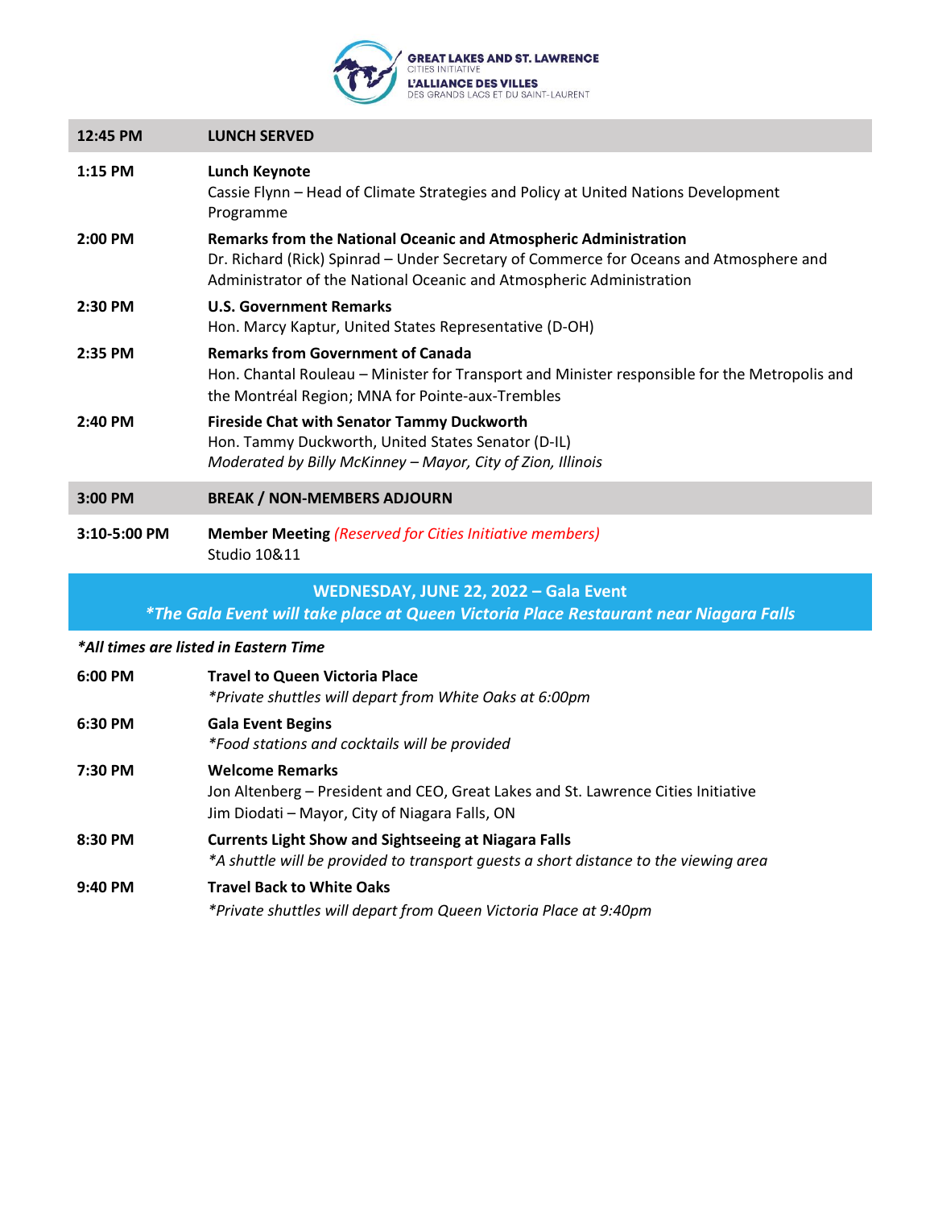| | |
|---|---|
| **12:45 PM** | **LUNCH SERVED** |
| **1:15 PM** | **Lunch Keynote**<br>Cassie Flynn – Head of Climate Strategies and Policy at United Nations Development Programme |
| **2:00 PM** | **Remarks from the National Oceanic and Atmospheric Administration**<br>Dr. Richard (Rick) Spinrad – Under Secretary of Commerce for Oceans and Atmosphere and Administrator of the National Oceanic and Atmospheric Administration |
| **2:30 PM** | **U.S. Government Remarks**<br>Hon. Marcy Kaptur, United States Representative (D-OH) |
| **2:35 PM** | **Remarks from Government of Canada**<br>Hon. Chantal Rouleau – Minister for Transport and Minister responsible for the Metropolis and the Montréal Region; MNA for Pointe-aux-Trembles |
| **2:40 PM** | **Fireside Chat with Senator Tammy Duckworth**<br>Hon. Tammy Duckworth, United States Senator (D-IL)<br>*Moderated by Billy McKinney – Mayor, City of Zion, Illinois* |
| **3:00 PM** | **BREAK / NON-MEMBERS ADJOURN** |
| **3:10-5:00 PM** | **Member Meeting** *(Reserved for Cities Initiative members)*<br>Studio 10&11 |

## WEDNESDAY, JUNE 22, 2022 – Gala Event

***The Gala Event will take place at Queen Victoria Place Restaurant near Niagara Falls**

***All times are listed in Eastern Time**

| | |
|---|---|
| **6:00 PM** | **Travel to Queen Victoria Place**<br>**Private shuttles will depart from White Oaks at 6:00pm* |
| **6:30 PM** | **Gala Event Begins**<br>**Food stations and cocktails will be provided* |
| **7:30 PM** | **Welcome Remarks**<br>Jon Altenberg – President and CEO, Great Lakes and St. Lawrence Cities Initiative<br>Jim Diodati – Mayor, City of Niagara Falls, ON |
| **8:30 PM** | **Currents Light Show and Sightseeing at Niagara Falls**<br>**A shuttle will be provided to transport guests a short distance to the viewing area* |
| **9:40 PM** | **Travel Back to White Oaks**<br>**Private shuttles will depart from Queen Victoria Place at 9:40pm* |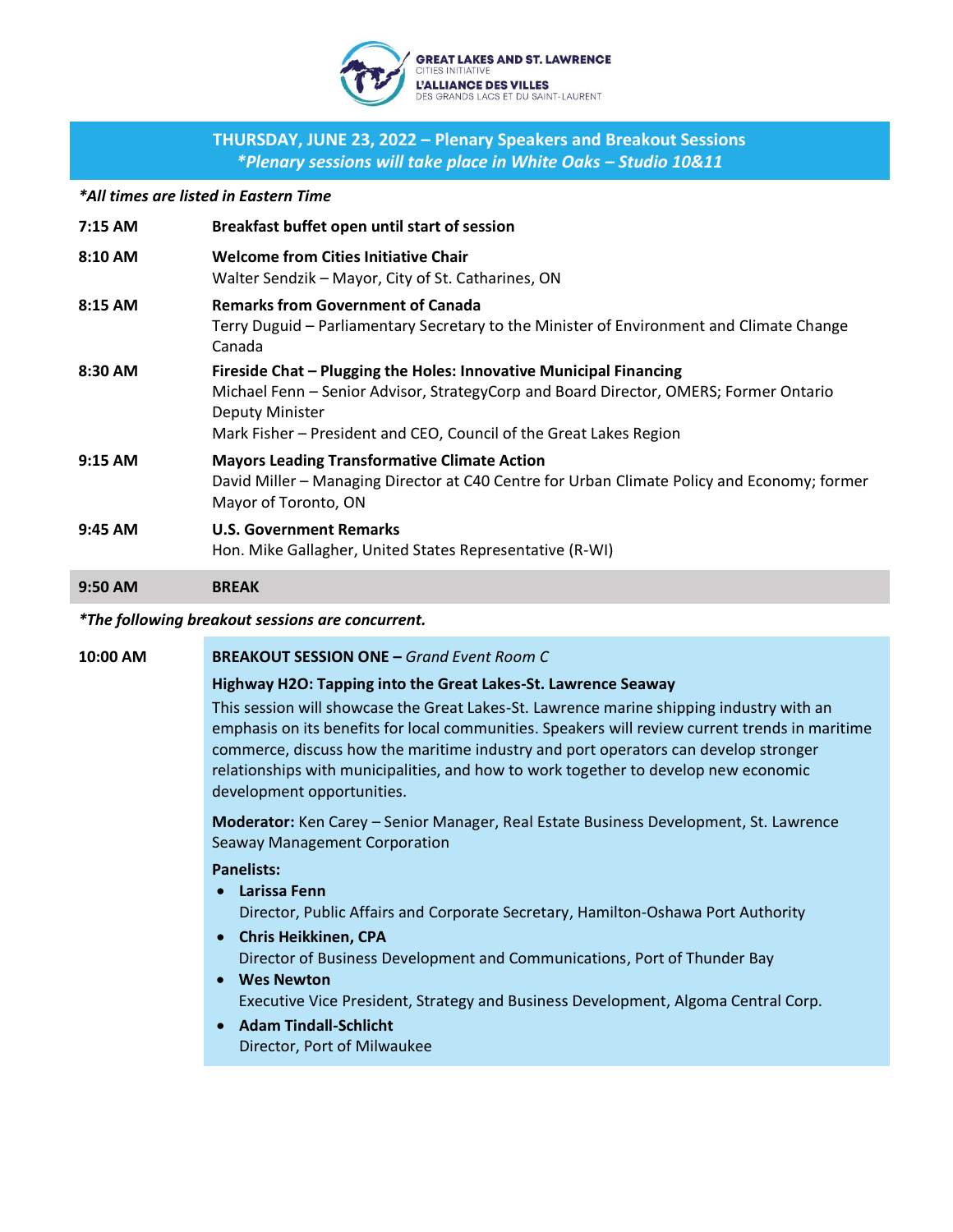GREAT LAKES AND ST. LAWRENCE
CITIES INITIATIVE
L'ALLIANCE DES VILLES
DES GRANDS LACS ET DU SAINT-LAURENT

## THURSDAY, JUNE 23, 2022 – Plenary Speakers and Breakout Sessions

***Plenary sessions will take place in White Oaks – Studio 10&11***

***All times are listed in Eastern Time***

**7:15 AM** **Breakfast buffet open until start of session**

**8:10 AM** **Welcome from Cities Initiative Chair**
Walter Sendzik – Mayor, City of St. Catharines, ON

**8:15 AM** **Remarks from Government of Canada**
Terry Duguid – Parliamentary Secretary to the Minister of Environment and Climate Change Canada

**8:30 AM** **Fireside Chat – Plugging the Holes: Innovative Municipal Financing**
Michael Fenn – Senior Advisor, StrategyCorp and Board Director, OMERS; Former Ontario Deputy Minister
Mark Fisher – President and CEO, Council of the Great Lakes Region

**9:15 AM** **Mayors Leading Transformative Climate Action**
David Miller – Managing Director at C40 Centre for Urban Climate Policy and Economy; former Mayor of Toronto, ON

**9:45 AM** **U.S. Government Remarks**
Hon. Mike Gallagher, United States Representative (R-WI)

**9:50 AM** **BREAK**

***The following breakout sessions are concurrent.***

**10:00 AM** **BREAKOUT SESSION ONE –** *Grand Event Room C*

**Highway H2O: Tapping into the Great Lakes-St. Lawrence Seaway**

This session will showcase the Great Lakes-St. Lawrence marine shipping industry with an emphasis on its benefits for local communities. Speakers will review current trends in maritime commerce, discuss how the maritime industry and port operators can develop stronger relationships with municipalities, and how to work together to develop new economic development opportunities.

**Moderator:** Ken Carey – Senior Manager, Real Estate Business Development, St. Lawrence Seaway Management Corporation

**Panelists:**

- **Larissa Fenn**
  Director, Public Affairs and Corporate Secretary, Hamilton-Oshawa Port Authority
- **Chris Heikkinen, CPA**
  Director of Business Development and Communications, Port of Thunder Bay
- **Wes Newton**
  Executive Vice President, Strategy and Business Development, Algoma Central Corp.
- **Adam Tindall-Schlicht**
  Director, Port of Milwaukee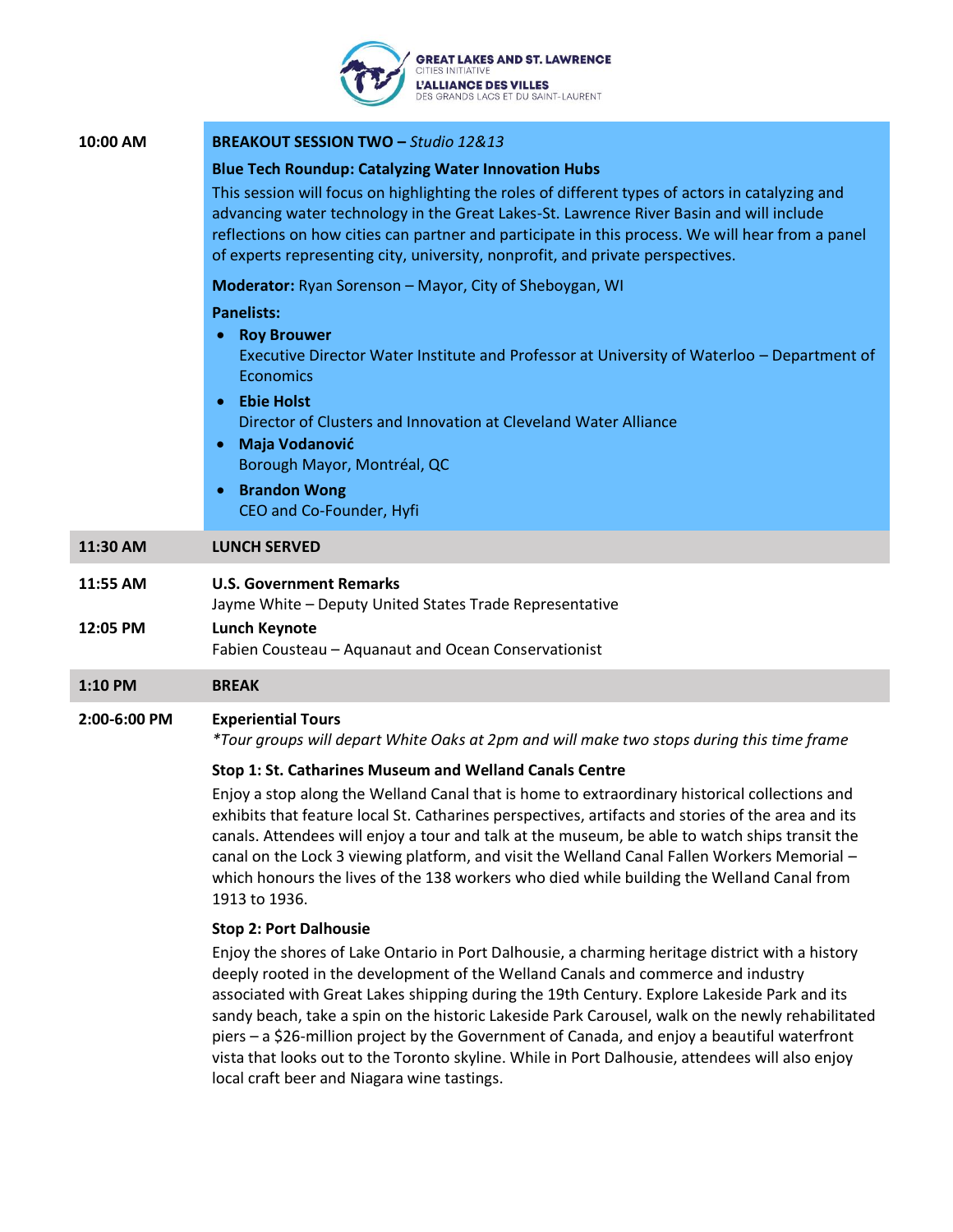**10:00 AM**

**BREAKOUT SESSION TWO –** *Studio 12&13*

**Blue Tech Roundup: Catalyzing Water Innovation Hubs**

This session will focus on highlighting the roles of different types of actors in catalyzing and advancing water technology in the Great Lakes-St. Lawrence River Basin and will include reflections on how cities can partner and participate in this process. We will hear from a panel of experts representing city, university, nonprofit, and private perspectives.

**Moderator:** Ryan Sorenson – Mayor, City of Sheboygan, WI

**Panelists:**

- **Roy Brouwer**
  Executive Director Water Institute and Professor at University of Waterloo – Department of Economics
- **Ebie Holst**
  Director of Clusters and Innovation at Cleveland Water Alliance
- **Maja Vodanović**
  Borough Mayor, Montréal, QC
- **Brandon Wong**
  CEO and Co-Founder, Hyfi

**11:30 AM** — **LUNCH SERVED**

**11:55 AM** — **U.S. Government Remarks**
Jayme White – Deputy United States Trade Representative

**12:05 PM** — **Lunch Keynote**
Fabien Cousteau – Aquanaut and Ocean Conservationist

**1:10 PM** — **BREAK**

**2:00-6:00 PM** — **Experiential Tours**

*\*Tour groups will depart White Oaks at 2pm and will make two stops during this time frame*

**Stop 1: St. Catharines Museum and Welland Canals Centre**

Enjoy a stop along the Welland Canal that is home to extraordinary historical collections and exhibits that feature local St. Catharines perspectives, artifacts and stories of the area and its canals. Attendees will enjoy a tour and talk at the museum, be able to watch ships transit the canal on the Lock 3 viewing platform, and visit the Welland Canal Fallen Workers Memorial – which honours the lives of the 138 workers who died while building the Welland Canal from 1913 to 1936.

**Stop 2: Port Dalhousie**

Enjoy the shores of Lake Ontario in Port Dalhousie, a charming heritage district with a history deeply rooted in the development of the Welland Canals and commerce and industry associated with Great Lakes shipping during the 19th Century. Explore Lakeside Park and its sandy beach, take a spin on the historic Lakeside Park Carousel, walk on the newly rehabilitated piers – a $26-million project by the Government of Canada, and enjoy a beautiful waterfront vista that looks out to the Toronto skyline. While in Port Dalhousie, attendees will also enjoy local craft beer and Niagara wine tastings.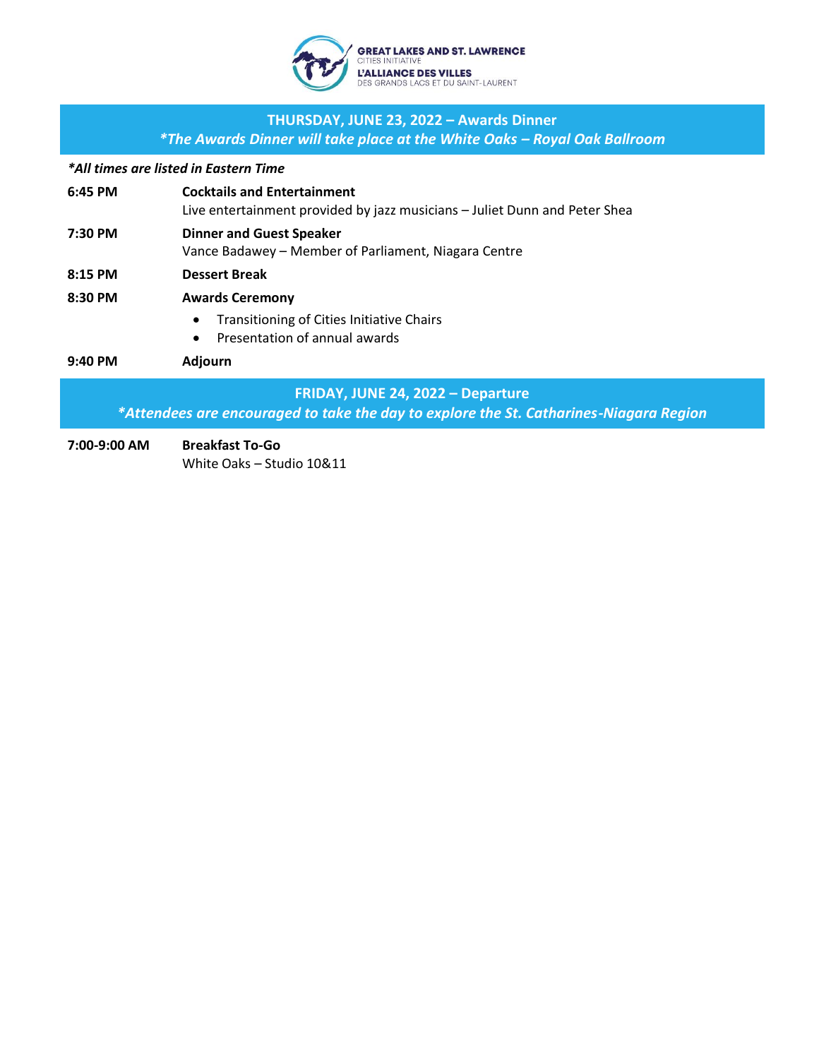GREAT LAKES AND ST. LAWRENCE
CITIES INITIATIVE
L'ALLIANCE DES VILLES
DES GRANDS LACS ET DU SAINT-LAURENT

## THURSDAY, JUNE 23, 2022 – Awards Dinner

***The Awards Dinner will take place at the White Oaks – Royal Oak Ballroom**

***All times are listed in Eastern Time**

**6:45 PM** **Cocktails and Entertainment**
Live entertainment provided by jazz musicians – Juliet Dunn and Peter Shea

**7:30 PM** **Dinner and Guest Speaker**
Vance Badawey – Member of Parliament, Niagara Centre

**8:15 PM** **Dessert Break**

**8:30 PM** **Awards Ceremony**

- Transitioning of Cities Initiative Chairs
- Presentation of annual awards

**9:40 PM** **Adjourn**

## FRIDAY, JUNE 24, 2022 – Departure

***Attendees are encouraged to take the day to explore the St. Catharines-Niagara Region**

**7:00-9:00 AM** **Breakfast To-Go**
White Oaks – Studio 10&11